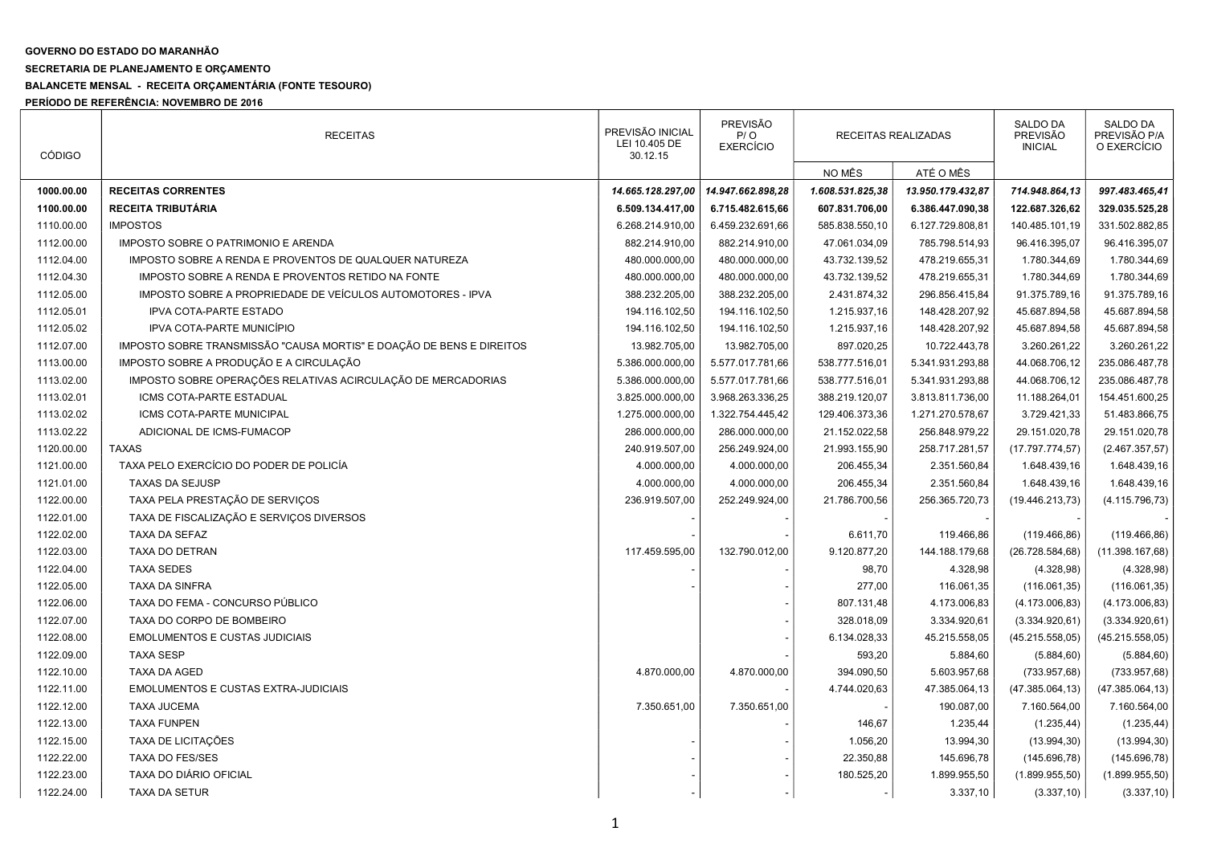**GOVERNO DO ESTADO DO MARANHÃO**

**SECRETARIA DE PLANEJAMENTO E ORÇAMENTO**

**BALANCETE MENSAL - RECEITA ORÇAMENTÁRIA (FONTE TESOURO)**

**PERÍODO DE REFERÊNCIA: NOVEMBRO DE 2016**

| CÓDIGO | RECEITAS | PREVISÃO INICIAL LEI 10.405 DE 30.12.15 | PREVISÃO P/ O EXERCÍCIO | RECEITAS REALIZADAS | | SALDO DA PREVISÃO INICIAL | SALDO DA PREVISÃO P/A O EXERCÍCIO |
|---|---|---|---|---|---|---|---|
| | | | | NO MÊS | ATÉ O MÊS | | |
| **1000.00.00** | **RECEITAS CORRENTES** | ***14.665.128.297,00*** | ***14.947.662.898,28*** | ***1.608.531.825,38*** | ***13.950.179.432,87*** | ***714.948.864,13*** | ***997.483.465,41*** |
| **1100.00.00** | **RECEITA TRIBUTÁRIA** | **6.509.134.417,00** | **6.715.482.615,66** | **607.831.706,00** | **6.386.447.090,38** | **122.687.326,62** | **329.035.525,28** |
| 1110.00.00 | IMPOSTOS | 6.268.214.910,00 | 6.459.232.691,66 | 585.838.550,10 | 6.127.729.808,81 | 140.485.101,19 | 331.502.882,85 |
| 1112.00.00 | IMPOSTO SOBRE O PATRIMONIO E ARENDA | 882.214.910,00 | 882.214.910,00 | 47.061.034,09 | 785.798.514,93 | 96.416.395,07 | 96.416.395,07 |
| 1112.04.00 | IMPOSTO SOBRE A RENDA E PROVENTOS DE QUALQUER NATUREZA | 480.000.000,00 | 480.000.000,00 | 43.732.139,52 | 478.219.655,31 | 1.780.344,69 | 1.780.344,69 |
| 1112.04.30 | IMPOSTO SOBRE A RENDA E PROVENTOS RETIDO NA FONTE | 480.000.000,00 | 480.000.000,00 | 43.732.139,52 | 478.219.655,31 | 1.780.344,69 | 1.780.344,69 |
| 1112.05.00 | IMPOSTO SOBRE A PROPRIEDADE DE VEÍCULOS AUTOMOTORES - IPVA | 388.232.205,00 | 388.232.205,00 | 2.431.874,32 | 296.856.415,84 | 91.375.789,16 | 91.375.789,16 |
| 1112.05.01 | IPVA COTA-PARTE ESTADO | 194.116.102,50 | 194.116.102,50 | 1.215.937,16 | 148.428.207,92 | 45.687.894,58 | 45.687.894,58 |
| 1112.05.02 | IPVA COTA-PARTE MUNICÍPIO | 194.116.102,50 | 194.116.102,50 | 1.215.937,16 | 148.428.207,92 | 45.687.894,58 | 45.687.894,58 |
| 1112.07.00 | IMPOSTO SOBRE TRANSMISSÃO "CAUSA MORTIS" E DOAÇÃO DE BENS E DIREITOS | 13.982.705,00 | 13.982.705,00 | 897.020,25 | 10.722.443,78 | 3.260.261,22 | 3.260.261,22 |
| 1113.00.00 | IMPOSTO SOBRE A PRODUÇÃO E A CIRCULAÇÃO | 5.386.000.000,00 | 5.577.017.781,66 | 538.777.516,01 | 5.341.931.293,88 | 44.068.706,12 | 235.086.487,78 |
| 1113.02.00 | IMPOSTO SOBRE OPERAÇÕES RELATIVAS ACIRCULAÇÃO DE MERCADORIAS | 5.386.000.000,00 | 5.577.017.781,66 | 538.777.516,01 | 5.341.931.293,88 | 44.068.706,12 | 235.086.487,78 |
| 1113.02.01 | ICMS COTA-PARTE ESTADUAL | 3.825.000.000,00 | 3.968.263.336,25 | 388.219.120,07 | 3.813.811.736,00 | 11.188.264,01 | 154.451.600,25 |
| 1113.02.02 | ICMS COTA-PARTE MUNICIPAL | 1.275.000.000,00 | 1.322.754.445,42 | 129.406.373,36 | 1.271.270.578,67 | 3.729.421,33 | 51.483.866,75 |
| 1113.02.22 | ADICIONAL DE ICMS-FUMACOP | 286.000.000,00 | 286.000.000,00 | 21.152.022,58 | 256.848.979,22 | 29.151.020,78 | 29.151.020,78 |
| 1120.00.00 | TAXAS | 240.919.507,00 | 256.249.924,00 | 21.993.155,90 | 258.717.281,57 | (17.797.774,57) | (2.467.357,57) |
| 1121.00.00 | TAXA PELO EXERCÍCIO DO PODER DE POLICÍA | 4.000.000,00 | 4.000.000,00 | 206.455,34 | 2.351.560,84 | 1.648.439,16 | 1.648.439,16 |
| 1121.01.00 | TAXAS DA SEJUSP | 4.000.000,00 | 4.000.000,00 | 206.455,34 | 2.351.560,84 | 1.648.439,16 | 1.648.439,16 |
| 1122.00.00 | TAXA PELA PRESTAÇÃO DE SERVIÇOS | 236.919.507,00 | 252.249.924,00 | 21.786.700,56 | 256.365.720,73 | (19.446.213,73) | (4.115.796,73) |
| 1122.01.00 | TAXA DE FISCALIZAÇÃO E SERVIÇOS DIVERSOS | - | - | - | - | - | - |
| 1122.02.00 | TAXA DA SEFAZ | - | - | 6.611,70 | 119.466,86 | (119.466,86) | (119.466,86) |
| 1122.03.00 | TAXA DO DETRAN | 117.459.595,00 | 132.790.012,00 | 9.120.877,20 | 144.188.179,68 | (26.728.584,68) | (11.398.167,68) |
| 1122.04.00 | TAXA SEDES | - | - | 98,70 | 4.328,98 | (4.328,98) | (4.328,98) |
| 1122.05.00 | TAXA DA SINFRA | - | - | 277,00 | 116.061,35 | (116.061,35) | (116.061,35) |
| 1122.06.00 | TAXA DO FEMA - CONCURSO PÚBLICO | | - | 807.131,48 | 4.173.006,83 | (4.173.006,83) | (4.173.006,83) |
| 1122.07.00 | TAXA DO CORPO DE BOMBEIRO | | - | 328.018,09 | 3.334.920,61 | (3.334.920,61) | (3.334.920,61) |
| 1122.08.00 | EMOLUMENTOS E CUSTAS JUDICIAIS | | - | 6.134.028,33 | 45.215.558,05 | (45.215.558,05) | (45.215.558,05) |
| 1122.09.00 | TAXA SESP | | - | 593,20 | 5.884,60 | (5.884,60) | (5.884,60) |
| 1122.10.00 | TAXA DA AGED | 4.870.000,00 | 4.870.000,00 | 394.090,50 | 5.603.957,68 | (733.957,68) | (733.957,68) |
| 1122.11.00 | EMOLUMENTOS E CUSTAS EXTRA-JUDICIAIS | | - | 4.744.020,63 | 47.385.064,13 | (47.385.064,13) | (47.385.064,13) |
| 1122.12.00 | TAXA JUCEMA | 7.350.651,00 | 7.350.651,00 | - | 190.087,00 | 7.160.564,00 | 7.160.564,00 |
| 1122.13.00 | TAXA FUNPEN | | - | 146,67 | 1.235,44 | (1.235,44) | (1.235,44) |
| 1122.15.00 | TAXA DE LICITAÇÕES | - | - | 1.056,20 | 13.994,30 | (13.994,30) | (13.994,30) |
| 1122.22.00 | TAXA DO FES/SES | - | - | 22.350,88 | 145.696,78 | (145.696,78) | (145.696,78) |
| 1122.23.00 | TAXA DO DIÁRIO OFICIAL | - | - | 180.525,20 | 1.899.955,50 | (1.899.955,50) | (1.899.955,50) |
| 1122.24.00 | TAXA DA SETUR | - | - | - | 3.337,10 | (3.337,10) | (3.337,10) |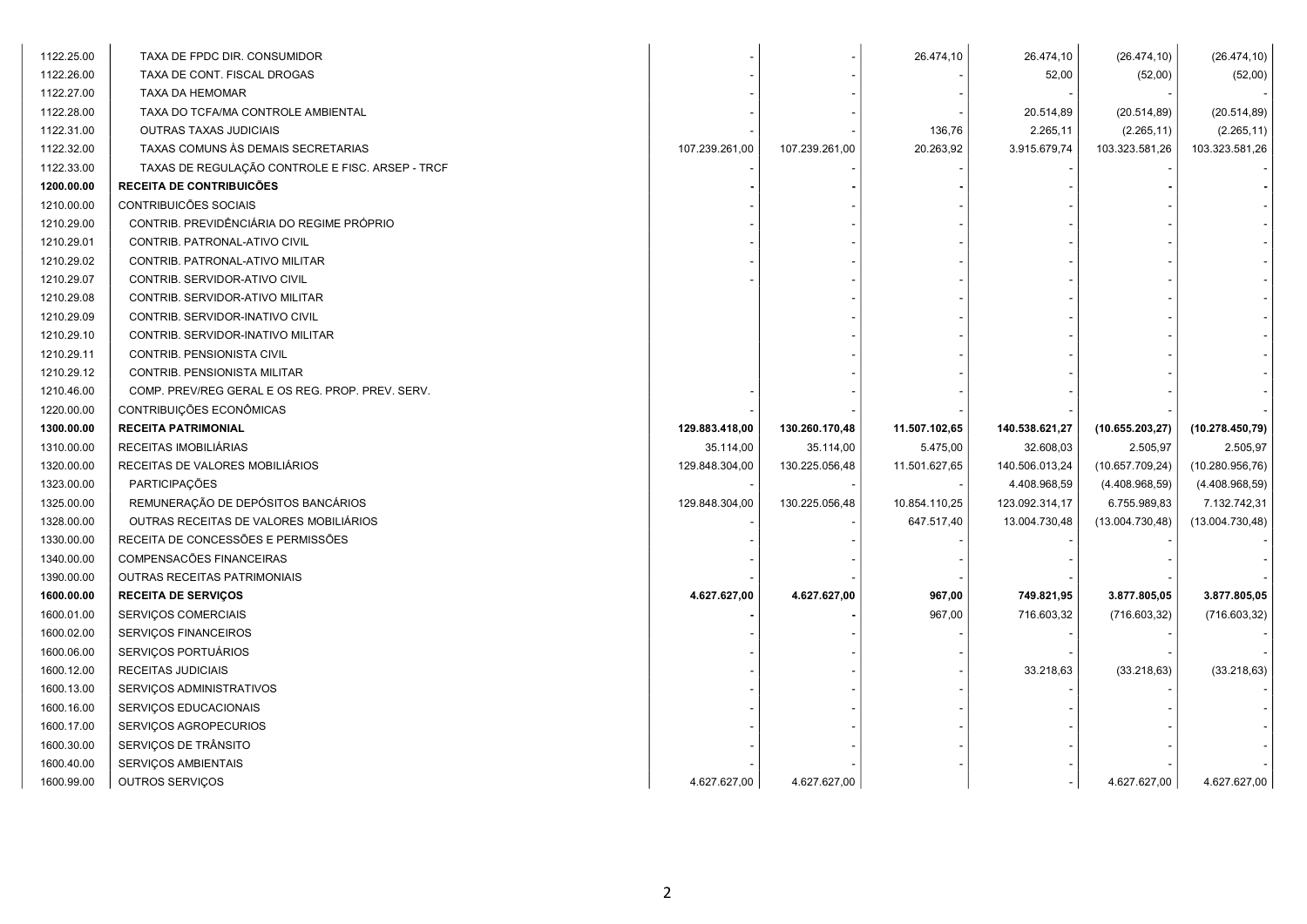| | | | | | | | |
|---|---|---|---|---|---|---|---|
| 1122.25.00 | TAXA DE FPDC DIR. CONSUMIDOR | - | - | 26.474,10 | 26.474,10 | (26.474,10) | (26.474,10) |
| 1122.26.00 | TAXA DE CONT. FISCAL DROGAS | - | - | - | 52,00 | (52,00) | (52,00) |
| 1122.27.00 | TAXA DA HEMOMAR | - | - | - | - | - | - |
| 1122.28.00 | TAXA DO TCFA/MA CONTROLE AMBIENTAL | - | - | - | 20.514,89 | (20.514,89) | (20.514,89) |
| 1122.31.00 | OUTRAS TAXAS JUDICIAIS | - | - | 136,76 | 2.265,11 | (2.265,11) | (2.265,11) |
| 1122.32.00 | TAXAS COMUNS ÀS DEMAIS SECRETARIAS | 107.239.261,00 | 107.239.261,00 | 20.263,92 | 3.915.679,74 | 103.323.581,26 | 103.323.581,26 |
| 1122.33.00 | TAXAS DE REGULAÇÃO CONTROLE E FISC. ARSEP - TRCF | - | - | - | - | - | - |
| **1200.00.00** | **RECEITA DE CONTRIBUICÕES** | **-** | **-** | **-** | - | **-** | **-** |
| 1210.00.00 | CONTRIBUICÕES SOCIAIS | - | - | - | - | - | - |
| 1210.29.00 | CONTRIB. PREVIDÊNCIÁRIA DO REGIME PRÓPRIO | - | - | - | - | - | - |
| 1210.29.01 | CONTRIB. PATRONAL-ATIVO CIVIL | - | - | - | - | - | - |
| 1210.29.02 | CONTRIB. PATRONAL-ATIVO MILITAR | - | - | - | - | - | - |
| 1210.29.07 | CONTRIB. SERVIDOR-ATIVO CIVIL | - | - | - | - | - | - |
| 1210.29.08 | CONTRIB. SERVIDOR-ATIVO MILITAR | | - | - | - | - | - |
| 1210.29.09 | CONTRIB. SERVIDOR-INATIVO CIVIL | | - | - | - | - | - |
| 1210.29.10 | CONTRIB. SERVIDOR-INATIVO MILITAR | | - | - | - | - | - |
| 1210.29.11 | CONTRIB. PENSIONISTA CIVIL | | - | - | - | - | - |
| 1210.29.12 | CONTRIB. PENSIONISTA MILITAR | | - | - | - | - | - |
| 1210.46.00 | COMP. PREV/REG GERAL E OS REG. PROP. PREV. SERV. | - | - | - | - | - | - |
| 1220.00.00 | CONTRIBUIÇÕES ECONÔMICAS | - | - | - | - | - | - |
| **1300.00.00** | **RECEITA PATRIMONIAL** | **129.883.418,00** | **130.260.170,48** | **11.507.102,65** | **140.538.621,27** | **(10.655.203,27)** | **(10.278.450,79)** |
| 1310.00.00 | RECEITAS IMOBILIÁRIAS | 35.114,00 | 35.114,00 | 5.475,00 | 32.608,03 | 2.505,97 | 2.505,97 |
| 1320.00.00 | RECEITAS DE VALORES MOBILIÁRIOS | 129.848.304,00 | 130.225.056,48 | 11.501.627,65 | 140.506.013,24 | (10.657.709,24) | (10.280.956,76) |
| 1323.00.00 | PARTICIPAÇÕES | - | - | - | 4.408.968,59 | (4.408.968,59) | (4.408.968,59) |
| 1325.00.00 | REMUNERAÇÃO DE DEPÓSITOS BANCÁRIOS | 129.848.304,00 | 130.225.056,48 | 10.854.110,25 | 123.092.314,17 | 6.755.989,83 | 7.132.742,31 |
| 1328.00.00 | OUTRAS RECEITAS DE VALORES MOBILIÁRIOS | - | - | 647.517,40 | 13.004.730,48 | (13.004.730,48) | (13.004.730,48) |
| 1330.00.00 | RECEITA DE CONCESSÕES E PERMISSÕES | - | - | - | - | - | - |
| 1340.00.00 | COMPENSACÕES FINANCEIRAS | - | - | - | - | - | - |
| 1390.00.00 | OUTRAS RECEITAS PATRIMONIAIS | - | - | - | - | - | - |
| **1600.00.00** | **RECEITA DE SERVIÇOS** | **4.627.627,00** | **4.627.627,00** | **967,00** | **749.821,95** | **3.877.805,05** | **3.877.805,05** |
| 1600.01.00 | SERVIÇOS COMERCIAIS | **-** | **-** | 967,00 | 716.603,32 | (716.603,32) | (716.603,32) |
| 1600.02.00 | SERVIÇOS FINANCEIROS | - | - | - | - | - | - |
| 1600.06.00 | SERVIÇOS PORTUÁRIOS | - | - | - | - | - | - |
| 1600.12.00 | RECEITAS JUDICIAIS | - | - | - | 33.218,63 | (33.218,63) | (33.218,63) |
| 1600.13.00 | SERVIÇOS ADMINISTRATIVOS | - | - | - | - | - | - |
| 1600.16.00 | SERVIÇOS EDUCACIONAIS | - | - | - | - | - | - |
| 1600.17.00 | SERVIÇOS AGROPECURIOS | - | - | - | - | - | - |
| 1600.30.00 | SERVIÇOS DE TRÂNSITO | - | - | - | - | - | - |
| 1600.40.00 | SERVIÇOS AMBIENTAIS | - | - | - | - | - | - |
| 1600.99.00 | OUTROS SERVIÇOS | 4.627.627,00 | 4.627.627,00 | | - | 4.627.627,00 | 4.627.627,00 |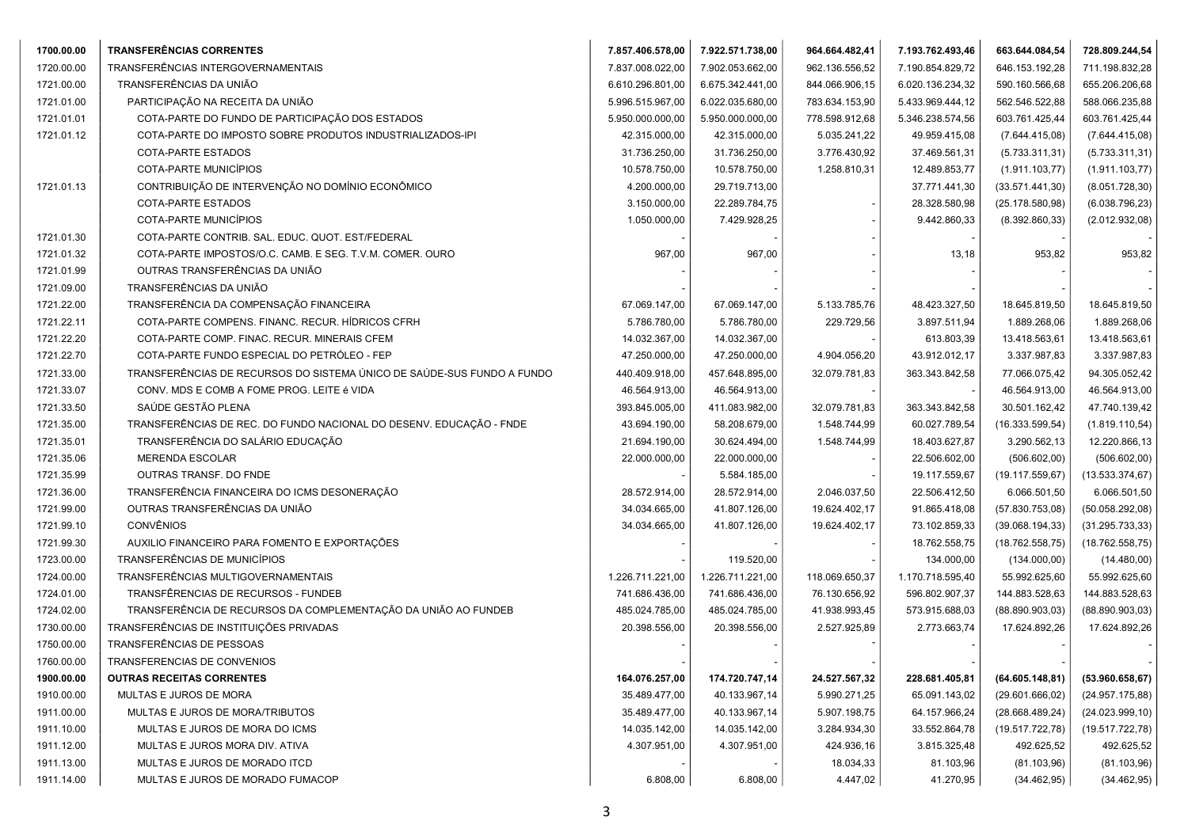| | | | | | | | |
|---|---|---|---|---|---|---|---|
| **1700.00.00** | **TRANSFERÊNCIAS CORRENTES** | **7.857.406.578,00** | **7.922.571.738,00** | **964.664.482,41** | **7.193.762.493,46** | **663.644.084,54** | **728.809.244,54** |
| 1720.00.00 | TRANSFERÊNCIAS INTERGOVERNAMENTAIS | 7.837.008.022,00 | 7.902.053.662,00 | 962.136.556,52 | 7.190.854.829,72 | 646.153.192,28 | 711.198.832,28 |
| 1721.00.00 | TRANSFERÊNCIAS DA UNIÃO | 6.610.296.801,00 | 6.675.342.441,00 | 844.066.906,15 | 6.020.136.234,32 | 590.160.566,68 | 655.206.206,68 |
| 1721.01.00 | PARTICIPAÇÃO NA RECEITA DA UNIÃO | 5.996.515.967,00 | 6.022.035.680,00 | 783.634.153,90 | 5.433.969.444,12 | 562.546.522,88 | 588.066.235,88 |
| 1721.01.01 | COTA-PARTE DO FUNDO DE PARTICIPAÇÃO DOS ESTADOS | 5.950.000.000,00 | 5.950.000.000,00 | 778.598.912,68 | 5.346.238.574,56 | 603.761.425,44 | 603.761.425,44 |
| 1721.01.12 | COTA-PARTE DO IMPOSTO SOBRE PRODUTOS INDUSTRIALIZADOS-IPI | 42.315.000,00 | 42.315.000,00 | 5.035.241,22 | 49.959.415,08 | (7.644.415,08) | (7.644.415,08) |
| | COTA-PARTE ESTADOS | 31.736.250,00 | 31.736.250,00 | 3.776.430,92 | 37.469.561,31 | (5.733.311,31) | (5.733.311,31) |
| | COTA-PARTE MUNICÍPIOS | 10.578.750,00 | 10.578.750,00 | 1.258.810,31 | 12.489.853,77 | (1.911.103,77) | (1.911.103,77) |
| 1721.01.13 | CONTRIBUIÇÃO DE INTERVENÇÃO NO DOMÍNIO ECONÔMICO | 4.200.000,00 | 29.719.713,00 | | 37.771.441,30 | (33.571.441,30) | (8.051.728,30) |
| | COTA-PARTE ESTADOS | 3.150.000,00 | 22.289.784,75 | - | 28.328.580,98 | (25.178.580,98) | (6.038.796,23) |
| | COTA-PARTE MUNICÍPIOS | 1.050.000,00 | 7.429.928,25 | - | 9.442.860,33 | (8.392.860,33) | (2.012.932,08) |
| 1721.01.30 | COTA-PARTE CONTRIB. SAL. EDUC. QUOT. EST/FEDERAL | - | - | - | - | - | - |
| 1721.01.32 | COTA-PARTE IMPOSTOS/O.C. CAMB. E SEG. T.V.M. COMER. OURO | 967,00 | 967,00 | - | 13,18 | 953,82 | 953,82 |
| 1721.01.99 | OUTRAS TRANSFERÊNCIAS DA UNIÃO | - | - | - | - | - | - |
| 1721.09.00 | TRANSFERÊNCIAS DA UNIÃO | - | - | - | - | - | - |
| 1721.22.00 | TRANSFERÊNCIA DA COMPENSAÇÃO FINANCEIRA | 67.069.147,00 | 67.069.147,00 | 5.133.785,76 | 48.423.327,50 | 18.645.819,50 | 18.645.819,50 |
| 1721.22.11 | COTA-PARTE COMPENS. FINANC. RECUR. HÍDRICOS CFRH | 5.786.780,00 | 5.786.780,00 | 229.729,56 | 3.897.511,94 | 1.889.268,06 | 1.889.268,06 |
| 1721.22.20 | COTA-PARTE COMP. FINAC. RECUR. MINERAIS CFEM | 14.032.367,00 | 14.032.367,00 | - | 613.803,39 | 13.418.563,61 | 13.418.563,61 |
| 1721.22.70 | COTA-PARTE FUNDO ESPECIAL DO PETRÓLEO - FEP | 47.250.000,00 | 47.250.000,00 | 4.904.056,20 | 43.912.012,17 | 3.337.987,83 | 3.337.987,83 |
| 1721.33.00 | TRANSFERÊNCIAS DE RECURSOS DO SISTEMA ÚNICO DE SAÚDE-SUS FUNDO A FUNDO | 440.409.918,00 | 457.648.895,00 | 32.079.781,83 | 363.343.842,58 | 77.066.075,42 | 94.305.052,42 |
| 1721.33.07 | CONV. MDS E COMB A FOME PROG. LEITE é VIDA | 46.564.913,00 | 46.564.913,00 | - | - | 46.564.913,00 | 46.564.913,00 |
| 1721.33.50 | SAÚDE GESTÃO PLENA | 393.845.005,00 | 411.083.982,00 | 32.079.781,83 | 363.343.842,58 | 30.501.162,42 | 47.740.139,42 |
| 1721.35.00 | TRANSFERÊNCIAS DE REC. DO FUNDO NACIONAL DO DESENV. EDUCAÇÃO - FNDE | 43.694.190,00 | 58.208.679,00 | 1.548.744,99 | 60.027.789,54 | (16.333.599,54) | (1.819.110,54) |
| 1721.35.01 | TRANSFERÊNCIA DO SALÁRIO EDUCAÇÃO | 21.694.190,00 | 30.624.494,00 | 1.548.744,99 | 18.403.627,87 | 3.290.562,13 | 12.220.866,13 |
| 1721.35.06 | MERENDA ESCOLAR | 22.000.000,00 | 22.000.000,00 | - | 22.506.602,00 | (506.602,00) | (506.602,00) |
| 1721.35.99 | OUTRAS TRANSF. DO FNDE | - | 5.584.185,00 | - | 19.117.559,67 | (19.117.559,67) | (13.533.374,67) |
| 1721.36.00 | TRANSFERÊNCIA FINANCEIRA DO ICMS DESONERAÇÃO | 28.572.914,00 | 28.572.914,00 | 2.046.037,50 | 22.506.412,50 | 6.066.501,50 | 6.066.501,50 |
| 1721.99.00 | OUTRAS TRANSFERÊNCIAS DA UNIÃO | 34.034.665,00 | 41.807.126,00 | 19.624.402,17 | 91.865.418,08 | (57.830.753,08) | (50.058.292,08) |
| 1721.99.10 | CONVÊNIOS | 34.034.665,00 | 41.807.126,00 | 19.624.402,17 | 73.102.859,33 | (39.068.194,33) | (31.295.733,33) |
| 1721.99.30 | AUXILIO FINANCEIRO PARA FOMENTO E EXPORTAÇÕES | - | - | - | 18.762.558,75 | (18.762.558,75) | (18.762.558,75) |
| 1723.00.00 | TRANSFERÊNCIAS DE MUNICÍPIOS | - | 119.520,00 | - | 134.000,00 | (134.000,00) | (14.480,00) |
| 1724.00.00 | TRANSFERÊNCIAS MULTIGOVERNAMENTAIS | 1.226.711.221,00 | 1.226.711.221,00 | 118.069.650,37 | 1.170.718.595,40 | 55.992.625,60 | 55.992.625,60 |
| 1724.01.00 | TRANSFÊRENCIAS DE RECURSOS - FUNDEB | 741.686.436,00 | 741.686.436,00 | 76.130.656,92 | 596.802.907,37 | 144.883.528,63 | 144.883.528,63 |
| 1724.02.00 | TRANSFERÊNCIA DE RECURSOS DA COMPLEMENTAÇÃO DA UNIÃO AO FUNDEB | 485.024.785,00 | 485.024.785,00 | 41.938.993,45 | 573.915.688,03 | (88.890.903,03) | (88.890.903,03) |
| 1730.00.00 | TRANSFERÊNCIAS DE INSTITUIÇÕES PRIVADAS | 20.398.556,00 | 20.398.556,00 | 2.527.925,89 | 2.773.663,74 | 17.624.892,26 | 17.624.892,26 |
| 1750.00.00 | TRANSFERÊNCIAS DE PESSOAS | - | - | - | - | - | - |
| 1760.00.00 | TRANSFERENCIAS DE CONVENIOS | - | - | - | - | - | - |
| **1900.00.00** | **OUTRAS RECEITAS CORRENTES** | **164.076.257,00** | **174.720.747,14** | **24.527.567,32** | **228.681.405,81** | **(64.605.148,81)** | **(53.960.658,67)** |
| 1910.00.00 | MULTAS E JUROS DE MORA | 35.489.477,00 | 40.133.967,14 | 5.990.271,25 | 65.091.143,02 | (29.601.666,02) | (24.957.175,88) |
| 1911.00.00 | MULTAS E JUROS DE MORA/TRIBUTOS | 35.489.477,00 | 40.133.967,14 | 5.907.198,75 | 64.157.966,24 | (28.668.489,24) | (24.023.999,10) |
| 1911.10.00 | MULTAS E JUROS DE MORA DO ICMS | 14.035.142,00 | 14.035.142,00 | 3.284.934,30 | 33.552.864,78 | (19.517.722,78) | (19.517.722,78) |
| 1911.12.00 | MULTAS E JUROS MORA DIV. ATIVA | 4.307.951,00 | 4.307.951,00 | 424.936,16 | 3.815.325,48 | 492.625,52 | 492.625,52 |
| 1911.13.00 | MULTAS E JUROS DE MORADO ITCD | - | - | 18.034,33 | 81.103,96 | (81.103,96) | (81.103,96) |
| 1911.14.00 | MULTAS E JUROS DE MORADO FUMACOP | 6.808,00 | 6.808,00 | 4.447,02 | 41.270,95 | (34.462,95) | (34.462,95) |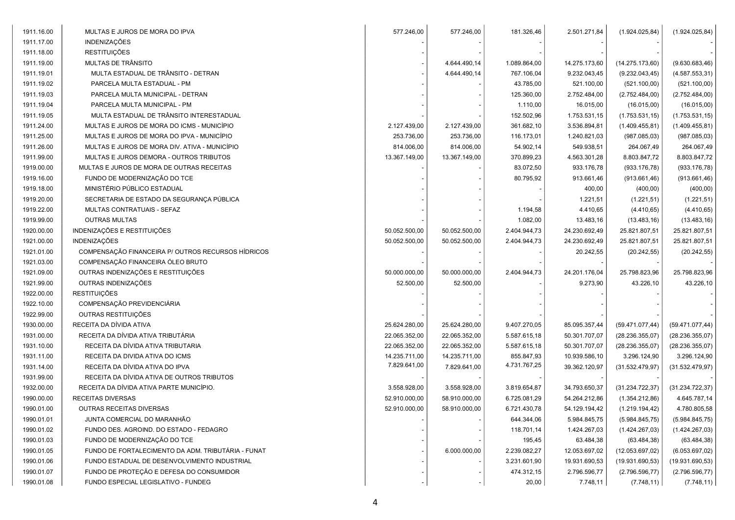| | | | | | | | |
|---|---|---|---|---|---|---|---|
| 1911.16.00 | MULTAS E JUROS DE MORA DO IPVA | 577.246,00 | 577.246,00 | 181.326,46 | 2.501.271,84 | (1.924.025,84) | (1.924.025,84) |
| 1911.17.00 | INDENIZAÇÕES | - | - | - | - | - | - |
| 1911.18.00 | RESTITUIÇÕES | - | - | - | - | - | - |
| 1911.19.00 | MULTAS DE TRÂNSITO | - | 4.644.490,14 | 1.089.864,00 | 14.275.173,60 | (14.275.173,60) | (9.630.683,46) |
| 1911.19.01 | MULTA ESTADUAL DE TRÂNSITO - DETRAN | - | 4.644.490,14 | 767.106,04 | 9.232.043,45 | (9.232.043,45) | (4.587.553,31) |
| 1911.19.02 | PARCELA MULTA ESTADUAL - PM | - | - | 43.785,00 | 521.100,00 | (521.100,00) | (521.100,00) |
| 1911.19.03 | PARCELA MULTA MUNICIPAL - DETRAN | - | - | 125.360,00 | 2.752.484,00 | (2.752.484,00) | (2.752.484,00) |
| 1911.19.04 | PARCELA MULTA MUNICIPAL - PM | - | - | 1.110,00 | 16.015,00 | (16.015,00) | (16.015,00) |
| 1911.19.05 | MULTA ESTADUAL DE TRÂNSITO INTERESTADUAL | - | - | 152.502,96 | 1.753.531,15 | (1.753.531,15) | (1.753.531,15) |
| 1911.24.00 | MULTAS E JUROS DE MORA DO ICMS - MUNICÍPIO | 2.127.439,00 | 2.127.439,00 | 361.682,10 | 3.536.894,81 | (1.409.455,81) | (1.409.455,81) |
| 1911.25.00 | MULTAS E JUROS DE MORA DO IPVA - MUNICÍPIO | 253.736,00 | 253.736,00 | 116.173,01 | 1.240.821,03 | (987.085,03) | (987.085,03) |
| 1911.26.00 | MULTAS E JUROS DE MORA DIV. ATIVA - MUNICÍPIO | 814.006,00 | 814.006,00 | 54.902,14 | 549.938,51 | 264.067,49 | 264.067,49 |
| 1911.99.00 | MULTAS E JUROS DEMORA - OUTROS TRIBUTOS | 13.367.149,00 | 13.367.149,00 | 370.899,23 | 4.563.301,28 | 8.803.847,72 | 8.803.847,72 |
| 1919.00.00 | MULTAS E JUROS DE MORA DE OUTRAS RECEITAS | - | - | 83.072,50 | 933.176,78 | (933.176,78) | (933.176,78) |
| 1919.16.00 | FUNDO DE MODERNIZAÇÃO DO TCE | - | - | 80.795,92 | 913.661,46 | (913.661,46) | (913.661,46) |
| 1919.18.00 | MINISTÉRIO PÚBLICO ESTADUAL | - | - | - | 400,00 | (400,00) | (400,00) |
| 1919.20.00 | SECRETARIA DE ESTADO DA SEGURANÇA PÚBLICA | - | - | - | 1.221,51 | (1.221,51) | (1.221,51) |
| 1919.22.00 | MULTAS CONTRATUAIS - SEFAZ | - | - | 1.194,58 | 4.410,65 | (4.410,65) | (4.410,65) |
| 1919.99.00 | OUTRAS MULTAS | - | - | 1.082,00 | 13.483,16 | (13.483,16) | (13.483,16) |
| 1920.00.00 | INDENIZAÇÕES E RESTITUIÇÕES | 50.052.500,00 | 50.052.500,00 | 2.404.944,73 | 24.230.692,49 | 25.821.807,51 | 25.821.807,51 |
| 1921.00.00 | INDENIZAÇÕES | 50.052.500,00 | 50.052.500,00 | 2.404.944,73 | 24.230.692,49 | 25.821.807,51 | 25.821.807,51 |
| 1921.01.00 | COMPENSAÇÃO FINANCEIRA P/ OUTROS RECURSOS HÍDRICOS | - | - | - | 20.242,55 | (20.242,55) | (20.242,55) |
| 1921.03.00 | COMPENSAÇÃO FINANCEIRA ÓLEO BRUTO | - | - | - | - | - | - |
| 1921.09.00 | OUTRAS INDENIZAÇÕES E RESTITUIÇÕES | 50.000.000,00 | 50.000.000,00 | 2.404.944,73 | 24.201.176,04 | 25.798.823,96 | 25.798.823,96 |
| 1921.99.00 | OUTRAS INDENIZAÇÕES | 52.500,00 | 52.500,00 | - | 9.273,90 | 43.226,10 | 43.226,10 |
| 1922.00.00 | RESTITUIÇÕES | - | - | - | - | - | - |
| 1922.10.00 | COMPENSAÇÃO PREVIDENCIÁRIA | - | - | - | - | - | - |
| 1922.99.00 | OUTRAS RESTITUIÇÕES | - | - | - | - | - | - |
| 1930.00.00 | RECEITA DA DÍVIDA ATIVA | 25.624.280,00 | 25.624.280,00 | 9.407.270,05 | 85.095.357,44 | (59.471.077,44) | (59.471.077,44) |
| 1931.00.00 | RECEITA DA DÍVIDA ATIVA TRIBUTÁRIA | 22.065.352,00 | 22.065.352,00 | 5.587.615,18 | 50.301.707,07 | (28.236.355,07) | (28.236.355,07) |
| 1931.10.00 | RECEITA DA DÍVIDA ATIVA TRIBUTARIA | 22.065.352,00 | 22.065.352,00 | 5.587.615,18 | 50.301.707,07 | (28.236.355,07) | (28.236.355,07) |
| 1931.11.00 | RECEITA DA DIVIDA ATIVA DO ICMS | 14.235.711,00 | 14.235.711,00 | 855.847,93 | 10.939.586,10 | 3.296.124,90 | 3.296.124,90 |
| 1931.14.00 | RECEITA DA DÍVIDA ATIVA DO IPVA | 7.829.641,00 | 7.829.641,00 | 4.731.767,25 | 39.362.120,97 | (31.532.479,97) | (31.532.479,97) |
| 1931.99.00 | RECEITA DA DÍVIDA ATIVA DE OUTROS TRIBUTOS | - | - | - | - | - | - |
| 1932.00.00 | RECEITA DA DÍVIDA ATIVA PARTE MUNICÍPIO. | 3.558.928,00 | 3.558.928,00 | 3.819.654,87 | 34.793.650,37 | (31.234.722,37) | (31.234.722,37) |
| 1990.00.00 | RECEITAS DIVERSAS | 52.910.000,00 | 58.910.000,00 | 6.725.081,29 | 54.264.212,86 | (1.354.212,86) | 4.645.787,14 |
| 1990.01.00 | OUTRAS RECEITAS DIVERSAS | 52.910.000,00 | 58.910.000,00 | 6.721.430,78 | 54.129.194,42 | (1.219.194,42) | 4.780.805,58 |
| 1990.01.01 | JUNTA COMERCIAL DO MARANHÃO | - | - | 644.344,06 | 5.984.845,75 | (5.984.845,75) | (5.984.845,75) |
| 1990.01.02 | FUNDO DES. AGROIND. DO ESTADO - FEDAGRO | - | - | 118.701,14 | 1.424.267,03 | (1.424.267,03) | (1.424.267,03) |
| 1990.01.03 | FUNDO DE MODERNIZAÇÃO DO TCE | - | - | 195,45 | 63.484,38 | (63.484,38) | (63.484,38) |
| 1990.01.05 | FUNDO DE FORTALECIMENTO DA ADM. TRIBUTÁRIA - FUNAT | - | 6.000.000,00 | 2.239.082,27 | 12.053.697,02 | (12.053.697,02) | (6.053.697,02) |
| 1990.01.06 | FUNDO ESTADUAL DE DESENVOLVIMENTO INDUSTRIAL | - | - | 3.231.601,90 | 19.931.690,53 | (19.931.690,53) | (19.931.690,53) |
| 1990.01.07 | FUNDO DE PROTEÇÃO E DEFESA DO CONSUMIDOR | - | - | 474.312,15 | 2.796.596,77 | (2.796.596,77) | (2.796.596,77) |
| 1990.01.08 | FUNDO ESPECIAL LEGISLATIVO - FUNDEG | - | - | 20,00 | 7.748,11 | (7.748,11) | (7.748,11) |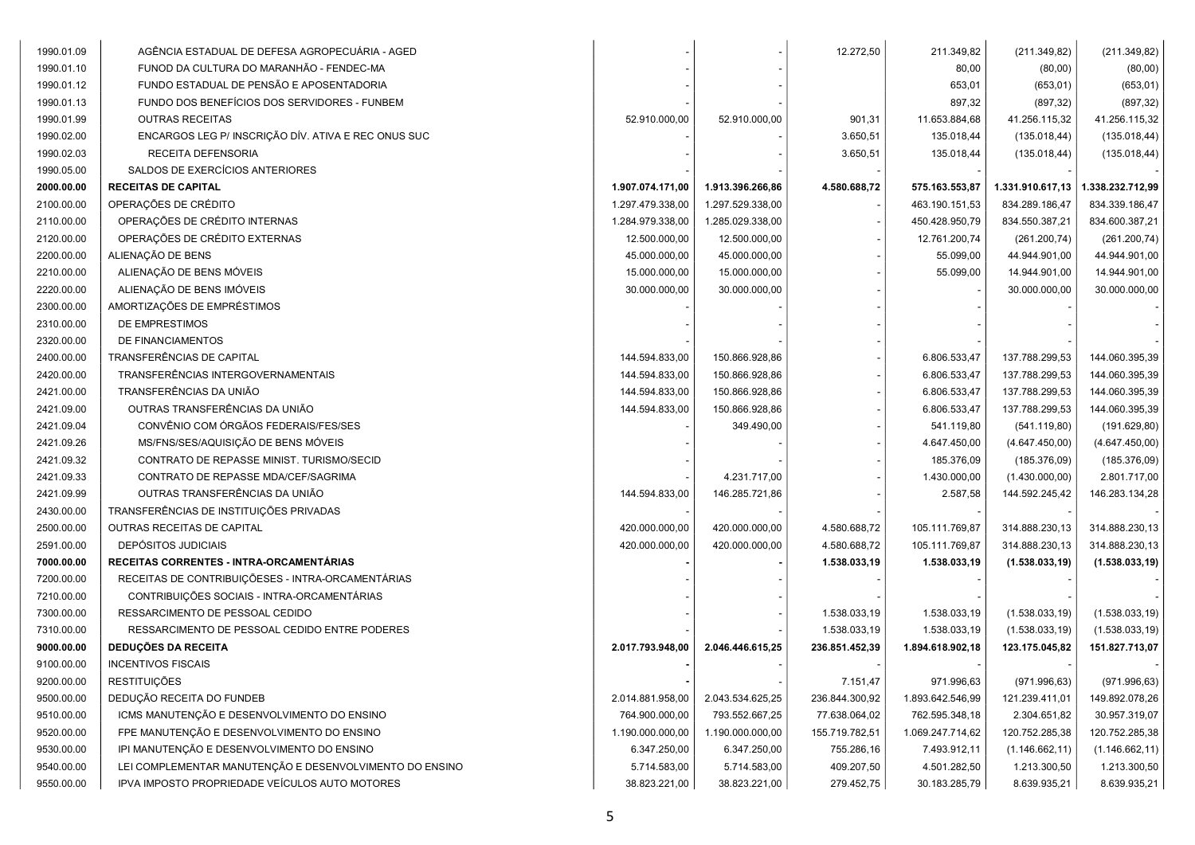| | | | | | | | |
|---|---|---|---|---|---|---|---|
| 1990.01.09 | AGÊNCIA ESTADUAL DE DEFESA AGROPECUÁRIA - AGED | - | - | 12.272,50 | 211.349,82 | (211.349,82) | (211.349,82) |
| 1990.01.10 | FUNOD DA CULTURA DO MARANHÃO - FENDEC-MA | - | - | | 80,00 | (80,00) | (80,00) |
| 1990.01.12 | FUNDO ESTADUAL DE PENSÃO E APOSENTADORIA | - | - | | 653,01 | (653,01) | (653,01) |
| 1990.01.13 | FUNDO DOS BENEFÍCIOS DOS SERVIDORES - FUNBEM | - | - | | 897,32 | (897,32) | (897,32) |
| 1990.01.99 | OUTRAS RECEITAS | 52.910.000,00 | 52.910.000,00 | 901,31 | 11.653.884,68 | 41.256.115,32 | 41.256.115,32 |
| 1990.02.00 | ENCARGOS LEG P/ INSCRIÇÃO DÍV. ATIVA E REC ONUS SUC | - | - | 3.650,51 | 135.018,44 | (135.018,44) | (135.018,44) |
| 1990.02.03 | RECEITA DEFENSORIA | - | - | 3.650,51 | 135.018,44 | (135.018,44) | (135.018,44) |
| 1990.05.00 | SALDOS DE EXERCÍCIOS ANTERIORES | - | - | - | - | - | - |
| **2000.00.00** | **RECEITAS DE CAPITAL** | **1.907.074.171,00** | **1.913.396.266,86** | **4.580.688,72** | **575.163.553,87** | **1.331.910.617,13** | **1.338.232.712,99** |
| 2100.00.00 | OPERAÇÕES DE CRÉDITO | 1.297.479.338,00 | 1.297.529.338,00 | - | 463.190.151,53 | 834.289.186,47 | 834.339.186,47 |
| 2110.00.00 | OPERAÇÕES DE CRÉDITO INTERNAS | 1.284.979.338,00 | 1.285.029.338,00 | - | 450.428.950,79 | 834.550.387,21 | 834.600.387,21 |
| 2120.00.00 | OPERAÇÕES DE CRÉDITO EXTERNAS | 12.500.000,00 | 12.500.000,00 | - | 12.761.200,74 | (261.200,74) | (261.200,74) |
| 2200.00.00 | ALIENAÇÃO DE BENS | 45.000.000,00 | 45.000.000,00 | - | 55.099,00 | 44.944.901,00 | 44.944.901,00 |
| 2210.00.00 | ALIENAÇÃO DE BENS MÓVEIS | 15.000.000,00 | 15.000.000,00 | - | 55.099,00 | 14.944.901,00 | 14.944.901,00 |
| 2220.00.00 | ALIENAÇÃO DE BENS IMÓVEIS | 30.000.000,00 | 30.000.000,00 | - | - | 30.000.000,00 | 30.000.000,00 |
| 2300.00.00 | AMORTIZAÇÕES DE EMPRÉSTIMOS | - | - | - | - | - | - |
| 2310.00.00 | DE EMPRESTIMOS | - | - | - | - | - | - |
| 2320.00.00 | DE FINANCIAMENTOS | - | - | - | - | - | - |
| 2400.00.00 | TRANSFERÊNCIAS DE CAPITAL | 144.594.833,00 | 150.866.928,86 | - | 6.806.533,47 | 137.788.299,53 | 144.060.395,39 |
| 2420.00.00 | TRANSFERÊNCIAS INTERGOVERNAMENTAIS | 144.594.833,00 | 150.866.928,86 | - | 6.806.533,47 | 137.788.299,53 | 144.060.395,39 |
| 2421.00.00 | TRANSFERÊNCIAS DA UNIÃO | 144.594.833,00 | 150.866.928,86 | - | 6.806.533,47 | 137.788.299,53 | 144.060.395,39 |
| 2421.09.00 | OUTRAS TRANSFERÊNCIAS DA UNIÃO | 144.594.833,00 | 150.866.928,86 | - | 6.806.533,47 | 137.788.299,53 | 144.060.395,39 |
| 2421.09.04 | CONVÊNIO COM ÓRGÃOS FEDERAIS/FES/SES | - | 349.490,00 | - | 541.119,80 | (541.119,80) | (191.629,80) |
| 2421.09.26 | MS/FNS/SES/AQUISIÇÃO DE BENS MÓVEIS | - | - | - | 4.647.450,00 | (4.647.450,00) | (4.647.450,00) |
| 2421.09.32 | CONTRATO DE REPASSE MINIST. TURISMO/SECID | - | - | - | 185.376,09 | (185.376,09) | (185.376,09) |
| 2421.09.33 | CONTRATO DE REPASSE MDA/CEF/SAGRIMA | - | 4.231.717,00 | - | 1.430.000,00 | (1.430.000,00) | 2.801.717,00 |
| 2421.09.99 | OUTRAS TRANSFERÊNCIAS DA UNIÃO | 144.594.833,00 | 146.285.721,86 | - | 2.587,58 | 144.592.245,42 | 146.283.134,28 |
| 2430.00.00 | TRANSFERÊNCIAS DE INSTITUIÇÕES PRIVADAS | - | - | - | - | - | - |
| 2500.00.00 | OUTRAS RECEITAS DE CAPITAL | 420.000.000,00 | 420.000.000,00 | 4.580.688,72 | 105.111.769,87 | 314.888.230,13 | 314.888.230,13 |
| 2591.00.00 | DEPÓSITOS JUDICIAIS | 420.000.000,00 | 420.000.000,00 | 4.580.688,72 | 105.111.769,87 | 314.888.230,13 | 314.888.230,13 |
| **7000.00.00** | **RECEITAS CORRENTES - INTRA-ORCAMENTÁRIAS** | **-** | **-** | **1.538.033,19** | **1.538.033,19** | **(1.538.033,19)** | **(1.538.033,19)** |
| 7200.00.00 | RECEITAS DE CONTRIBUIÇÕESES - INTRA-ORCAMENTÁRIAS | - | - | - | - | - | - |
| 7210.00.00 | CONTRIBUIÇÕES SOCIAIS - INTRA-ORCAMENTÁRIAS | - | - | - | - | - | - |
| 7300.00.00 | RESSARCIMENTO DE PESSOAL CEDIDO | - | - | 1.538.033,19 | 1.538.033,19 | (1.538.033,19) | (1.538.033,19) |
| 7310.00.00 | RESSARCIMENTO DE PESSOAL CEDIDO ENTRE PODERES | - | - | 1.538.033,19 | 1.538.033,19 | (1.538.033,19) | (1.538.033,19) |
| **9000.00.00** | **DEDUÇÕES DA RECEITA** | **2.017.793.948,00** | **2.046.446.615,25** | **236.851.452,39** | **1.894.618.902,18** | **123.175.045,82** | **151.827.713,07** |
| 9100.00.00 | INCENTIVOS FISCAIS | **-** | - | - | - | - | - |
| 9200.00.00 | RESTITUIÇÕES | **-** | - | 7.151,47 | 971.996,63 | (971.996,63) | (971.996,63) |
| 9500.00.00 | DEDUÇÃO RECEITA DO FUNDEB | 2.014.881.958,00 | 2.043.534.625,25 | 236.844.300,92 | 1.893.642.546,99 | 121.239.411,01 | 149.892.078,26 |
| 9510.00.00 | ICMS MANUTENÇÃO E DESENVOLVIMENTO DO ENSINO | 764.900.000,00 | 793.552.667,25 | 77.638.064,02 | 762.595.348,18 | 2.304.651,82 | 30.957.319,07 |
| 9520.00.00 | FPE MANUTENÇÃO E DESENVOLVIMENTO DO ENSINO | 1.190.000.000,00 | 1.190.000.000,00 | 155.719.782,51 | 1.069.247.714,62 | 120.752.285,38 | 120.752.285,38 |
| 9530.00.00 | IPI MANUTENÇÃO E DESENVOLVIMENTO DO ENSINO | 6.347.250,00 | 6.347.250,00 | 755.286,16 | 7.493.912,11 | (1.146.662,11) | (1.146.662,11) |
| 9540.00.00 | LEI COMPLEMENTAR MANUTENÇÃO E DESENVOLVIMENTO DO ENSINO | 5.714.583,00 | 5.714.583,00 | 409.207,50 | 4.501.282,50 | 1.213.300,50 | 1.213.300,50 |
| 9550.00.00 | IPVA IMPOSTO PROPRIEDADE VEÍCULOS AUTO MOTORES | 38.823.221,00 | 38.823.221,00 | 279.452,75 | 30.183.285,79 | 8.639.935,21 | 8.639.935,21 |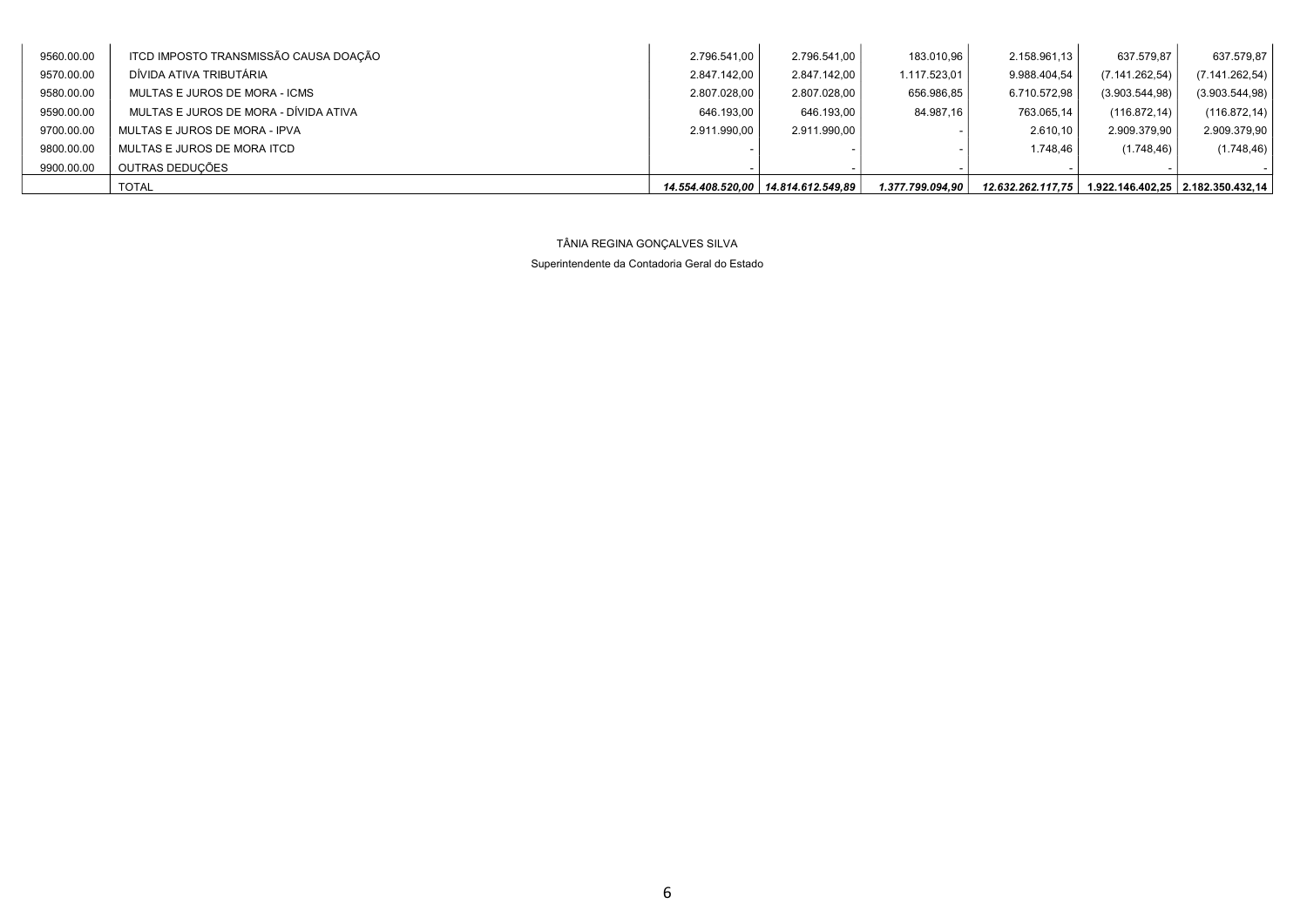| | | | | | | | |
|---|---|---|---|---|---|---|---|
| 9560.00.00 | ITCD IMPOSTO TRANSMISSÃO CAUSA DOAÇÃO | 2.796.541,00 | 2.796.541,00 | 183.010,96 | 2.158.961,13 | 637.579,87 | 637.579,87 |
| 9570.00.00 | DÍVIDA ATIVA TRIBUTÁRIA | 2.847.142,00 | 2.847.142,00 | 1.117.523,01 | 9.988.404,54 | (7.141.262,54) | (7.141.262,54) |
| 9580.00.00 | MULTAS E JUROS DE MORA - ICMS | 2.807.028,00 | 2.807.028,00 | 656.986,85 | 6.710.572,98 | (3.903.544,98) | (3.903.544,98) |
| 9590.00.00 | MULTAS E JUROS DE MORA - DÍVIDA ATIVA | 646.193,00 | 646.193,00 | 84.987,16 | 763.065,14 | (116.872,14) | (116.872,14) |
| 9700.00.00 | MULTAS E JUROS DE MORA - IPVA | 2.911.990,00 | 2.911.990,00 | - | 2.610,10 | 2.909.379,90 | 2.909.379,90 |
| 9800.00.00 | MULTAS E JUROS DE MORA ITCD | - | - | - | 1.748,46 | (1.748,46) | (1.748,46) |
| 9900.00.00 | OUTRAS DEDUÇÕES | - | - | - | - | - | - |
| | TOTAL | ***14.554.408.520,00*** | ***14.814.612.549,89*** | ***1.377.799.094,90*** | ***12.632.262.117,75*** | **1.922.146.402,25** | **2.182.350.432,14** |

TÂNIA REGINA GONÇALVES SILVA

Superintendente da Contadoria Geral do Estado